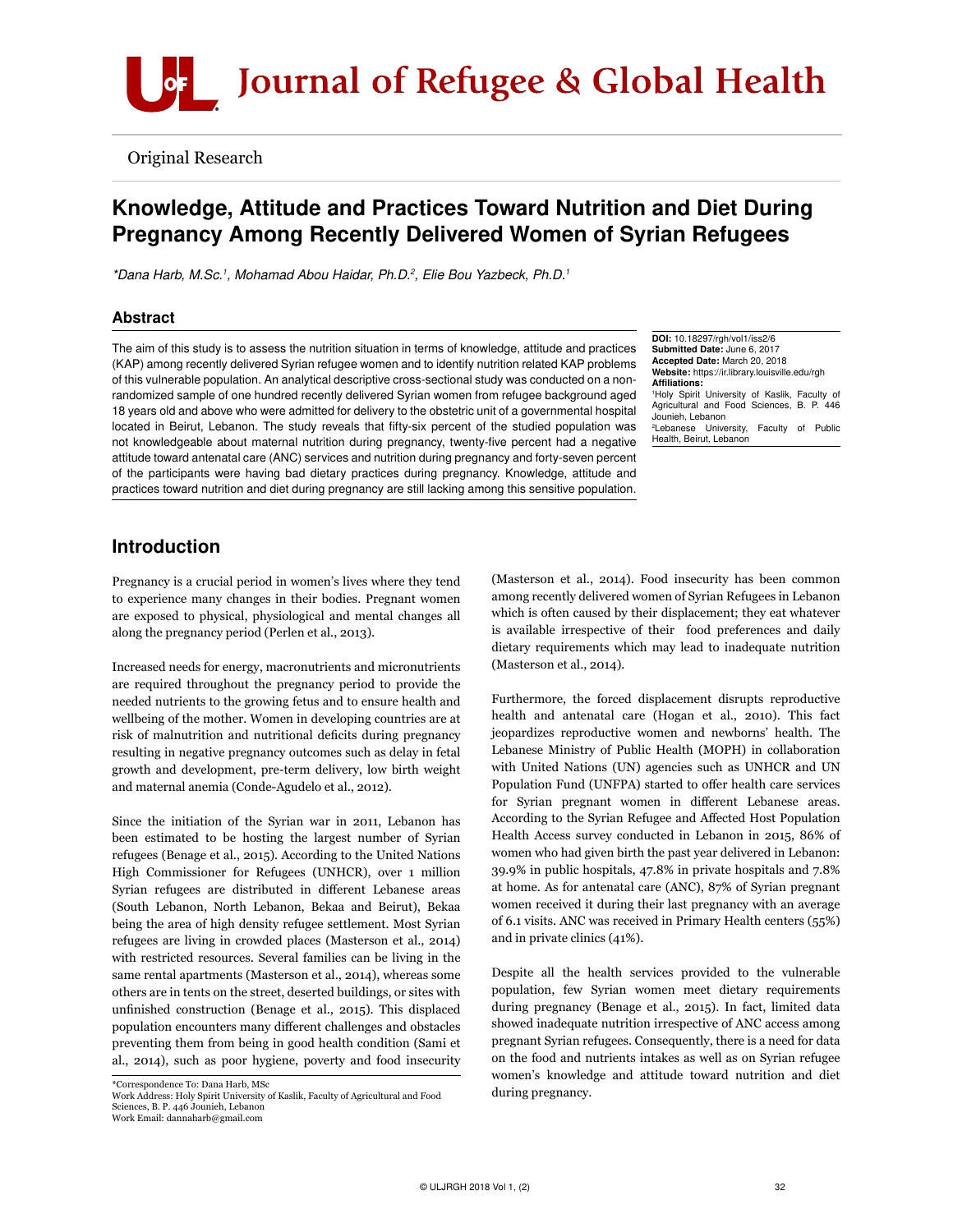Original Research

# Knowledge, Attitude and Practices Toward Nutrition and Diet During Pregnancy Among Recently Delivered Women of Syrian Refugees

*\*Dana Harb, M.Sc.[1], Mohamad Abou Haidar, Ph.D.[2], Elie Bou Yazbeck, Ph.D.[1]*

## Abstract

The aim of this study is to assess the nutrition situation in terms of knowledge, attitude and practices (KAP) among recently delivered Syrian refugee women and to identify nutrition related KAP problems of this vulnerable population. An analytical descriptive cross-sectional study was conducted on a non-randomized sample of one hundred recently delivered Syrian women from refugee background aged 18 years old and above who were admitted for delivery to the obstetric unit of a governmental hospital located in Beirut, Lebanon. The study reveals that fifty-six percent of the studied population was not knowledgeable about maternal nutrition during pregnancy, twenty-five percent had a negative attitude toward antenatal care (ANC) services and nutrition during pregnancy and forty-seven percent of the participants were having bad dietary practices during pregnancy. Knowledge, attitude and practices toward nutrition and diet during pregnancy are still lacking among this sensitive population.

**DOI:** 10.18297/rgh/vol1/iss2/6
**Submitted Date:** June 6, 2017
**Accepted Date:** March 20, 2018
**Website:** https://ir.library.louisville.edu/rgh
**Affiliations:**
[1]Holy Spirit University of Kaslik, Faculty of Agricultural and Food Sciences, B. P. 446 Jounieh, Lebanon
[2]Lebanese University, Faculty of Public Health, Beirut, Lebanon

## Introduction

Pregnancy is a crucial period in women's lives where they tend to experience many changes in their bodies. Pregnant women are exposed to physical, physiological and mental changes all along the pregnancy period (Perlen et al., 2013).

Increased needs for energy, macronutrients and micronutrients are required throughout the pregnancy period to provide the needed nutrients to the growing fetus and to ensure health and wellbeing of the mother. Women in developing countries are at risk of malnutrition and nutritional deficits during pregnancy resulting in negative pregnancy outcomes such as delay in fetal growth and development, pre-term delivery, low birth weight and maternal anemia (Conde-Agudelo et al., 2012).

Since the initiation of the Syrian war in 2011, Lebanon has been estimated to be hosting the largest number of Syrian refugees (Benage et al., 2015). According to the United Nations High Commissioner for Refugees (UNHCR), over 1 million Syrian refugees are distributed in different Lebanese areas (South Lebanon, North Lebanon, Bekaa and Beirut), Bekaa being the area of high density refugee settlement. Most Syrian refugees are living in crowded places (Masterson et al., 2014) with restricted resources. Several families can be living in the same rental apartments (Masterson et al., 2014), whereas some others are in tents on the street, deserted buildings, or sites with unfinished construction (Benage et al., 2015). This displaced population encounters many different challenges and obstacles preventing them from being in good health condition (Sami et al., 2014), such as poor hygiene, poverty and food insecurity (Masterson et al., 2014). Food insecurity has been common among recently delivered women of Syrian Refugees in Lebanon which is often caused by their displacement; they eat whatever is available irrespective of their food preferences and daily dietary requirements which may lead to inadequate nutrition (Masterson et al., 2014).

Furthermore, the forced displacement disrupts reproductive health and antenatal care (Hogan et al., 2010). This fact jeopardizes reproductive women and newborns' health. The Lebanese Ministry of Public Health (MOPH) in collaboration with United Nations (UN) agencies such as UNHCR and UN Population Fund (UNFPA) started to offer health care services for Syrian pregnant women in different Lebanese areas. According to the Syrian Refugee and Affected Host Population Health Access survey conducted in Lebanon in 2015, 86% of women who had given birth the past year delivered in Lebanon: 39.9% in public hospitals, 47.8% in private hospitals and 7.8% at home. As for antenatal care (ANC), 87% of Syrian pregnant women received it during their last pregnancy with an average of 6.1 visits. ANC was received in Primary Health centers (55%) and in private clinics (41%).

Despite all the health services provided to the vulnerable population, few Syrian women meet dietary requirements during pregnancy (Benage et al., 2015). In fact, limited data showed inadequate nutrition irrespective of ANC access among pregnant Syrian refugees. Consequently, there is a need for data on the food and nutrients intakes as well as on Syrian refugee women's knowledge and attitude toward nutrition and diet during pregnancy.

\*Correspondence To: Dana Harb, MSc
Work Address: Holy Spirit University of Kaslik, Faculty of Agricultural and Food Sciences, B. P. 446 Jounieh, Lebanon
Work Email: dannaharb@gmail.com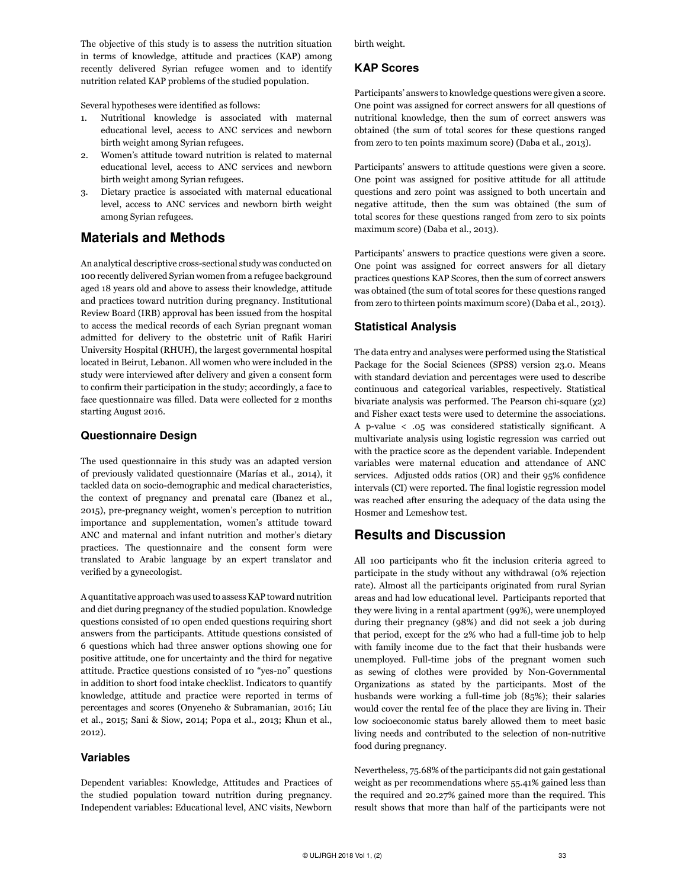The objective of this study is to assess the nutrition situation in terms of knowledge, attitude and practices (KAP) among recently delivered Syrian refugee women and to identify nutrition related KAP problems of the studied population.

Several hypotheses were identified as follows:

1. Nutritional knowledge is associated with maternal educational level, access to ANC services and newborn birth weight among Syrian refugees.
2. Women's attitude toward nutrition is related to maternal educational level, access to ANC services and newborn birth weight among Syrian refugees.
3. Dietary practice is associated with maternal educational level, access to ANC services and newborn birth weight among Syrian refugees.

## Materials and Methods

An analytical descriptive cross-sectional study was conducted on 100 recently delivered Syrian women from a refugee background aged 18 years old and above to assess their knowledge, attitude and practices toward nutrition during pregnancy. Institutional Review Board (IRB) approval has been issued from the hospital to access the medical records of each Syrian pregnant woman admitted for delivery to the obstetric unit of Rafik Hariri University Hospital (RHUH), the largest governmental hospital located in Beirut, Lebanon. All women who were included in the study were interviewed after delivery and given a consent form to confirm their participation in the study; accordingly, a face to face questionnaire was filled. Data were collected for 2 months starting August 2016.

### Questionnaire Design

The used questionnaire in this study was an adapted version of previously validated questionnaire (Marías et al., 2014), it tackled data on socio-demographic and medical characteristics, the context of pregnancy and prenatal care (Ibanez et al., 2015), pre-pregnancy weight, women's perception to nutrition importance and supplementation, women's attitude toward ANC and maternal and infant nutrition and mother's dietary practices. The questionnaire and the consent form were translated to Arabic language by an expert translator and verified by a gynecologist.

A quantitative approach was used to assess KAP toward nutrition and diet during pregnancy of the studied population. Knowledge questions consisted of 10 open ended questions requiring short answers from the participants. Attitude questions consisted of 6 questions which had three answer options showing one for positive attitude, one for uncertainty and the third for negative attitude. Practice questions consisted of 10 "yes-no" questions in addition to short food intake checklist. Indicators to quantify knowledge, attitude and practice were reported in terms of percentages and scores (Onyeneho & Subramanian, 2016; Liu et al., 2015; Sani & Siow, 2014; Popa et al., 2013; Khun et al., 2012).

### Variables

Dependent variables: Knowledge, Attitudes and Practices of the studied population toward nutrition during pregnancy. Independent variables: Educational level, ANC visits, Newborn birth weight.

### KAP Scores

Participants' answers to knowledge questions were given a score. One point was assigned for correct answers for all questions of nutritional knowledge, then the sum of correct answers was obtained (the sum of total scores for these questions ranged from zero to ten points maximum score) (Daba et al., 2013).

Participants' answers to attitude questions were given a score. One point was assigned for positive attitude for all attitude questions and zero point was assigned to both uncertain and negative attitude, then the sum was obtained (the sum of total scores for these questions ranged from zero to six points maximum score) (Daba et al., 2013).

Participants' answers to practice questions were given a score. One point was assigned for correct answers for all dietary practices questions KAP Scores, then the sum of correct answers was obtained (the sum of total scores for these questions ranged from zero to thirteen points maximum score) (Daba et al., 2013).

### Statistical Analysis

The data entry and analyses were performed using the Statistical Package for the Social Sciences (SPSS) version 23.0. Means with standard deviation and percentages were used to describe continuous and categorical variables, respectively. Statistical bivariate analysis was performed. The Pearson chi-square ($\chi 2$) and Fisher exact tests were used to determine the associations. A p-value $< .05$ was considered statistically significant. A multivariate analysis using logistic regression was carried out with the practice score as the dependent variable. Independent variables were maternal education and attendance of ANC services. Adjusted odds ratios (OR) and their 95% confidence intervals (CI) were reported. The final logistic regression model was reached after ensuring the adequacy of the data using the Hosmer and Lemeshow test.

## Results and Discussion

All 100 participants who fit the inclusion criteria agreed to participate in the study without any withdrawal (0% rejection rate). Almost all the participants originated from rural Syrian areas and had low educational level. Participants reported that they were living in a rental apartment (99%), were unemployed during their pregnancy (98%) and did not seek a job during that period, except for the 2% who had a full-time job to help with family income due to the fact that their husbands were unemployed. Full-time jobs of the pregnant women such as sewing of clothes were provided by Non-Governmental Organizations as stated by the participants. Most of the husbands were working a full-time job (85%); their salaries would cover the rental fee of the place they are living in. Their low socioeconomic status barely allowed them to meet basic living needs and contributed to the selection of non-nutritive food during pregnancy.

Nevertheless, 75.68% of the participants did not gain gestational weight as per recommendations where 55.41% gained less than the required and 20.27% gained more than the required. This result shows that more than half of the participants were not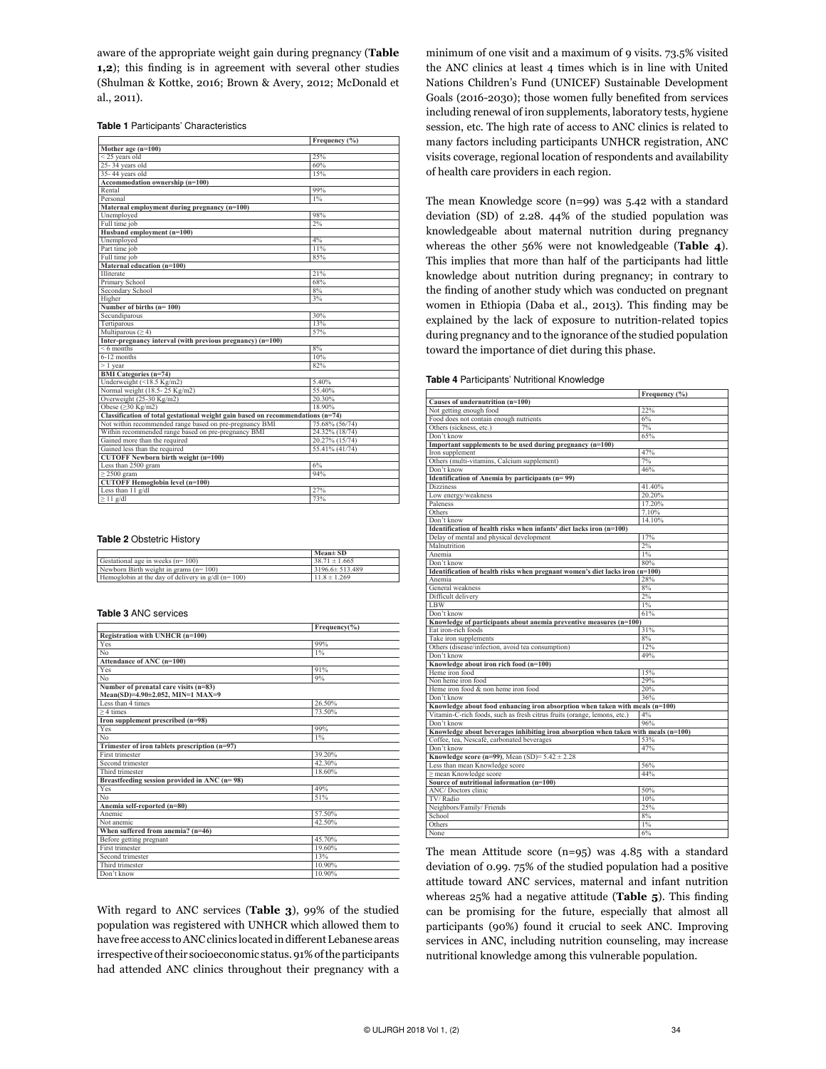aware of the appropriate weight gain during pregnancy (**Table 1,2**); this finding is in agreement with several other studies (Shulman & Kottke, 2016; Brown & Avery, 2012; McDonald et al., 2011).

**Table 1** Participants' Characteristics

| | Frequency (%) |
|---|---|
| **Mother age (n=100)** | |
| < 25 years old | 25% |
| 25- 34 years old | 60% |
| 35- 44 years old | 15% |
| **Accommodation ownership (n=100)** | |
| Rental | 99% |
| Personal | 1% |
| **Maternal employment during pregnancy (n=100)** | |
| Unemployed | 98% |
| Full time job | 2% |
| **Husband employment (n=100)** | |
| Unemployed | 4% |
| Part time job | 11% |
| Full time job | 85% |
| **Maternal education (n=100)** | |
| Illiterate | 21% |
| Primary School | 68% |
| Secondary School | 8% |
| Higher | 3% |
| **Number of births (n= 100)** | |
| Secundiparous | 30% |
| Tertiparous | 13% |
| Multiparous (≥ 4) | 57% |
| **Inter-pregnancy interval (with previous pregnancy) (n=100)** | |
| < 6 months | 8% |
| 6-12 months | 10% |
| > 1 year | 82% |
| **BMI Categories (n=74)** | |
| Underweight (<18.5 Kg/m2) | 5.40% |
| Normal weight (18.5- 25 Kg/m2) | 55.40% |
| Overweight (25-30 Kg/m2) | 20.30% |
| Obese (≥30 Kg/m2) | 18.90% |
| **Classification of total gestational weight gain based on recommendations (n=74)** | |
| Not within recommended range based on pre-pregnancy BMI | 75.68% (56/74) |
| Within recommended range based on pre-pregnancy BMI | 24.32% (18/74) |
| Gained more than the required | 20.27% (15/74) |
| Gained less than the required | 55.41% (41/74) |
| **CUTOFF Newborn birth weight (n=100)** | |
| Less than 2500 gram | 6% |
| ≥ 2500 gram | 94% |
| **CUTOFF Hemoglobin level (n=100)** | |
| Less than 11 g/dl | 27% |
| ≥ 11 g/dl | 73% |

**Table 2** Obstetric History

| | Mean± SD |
|---|---|
| Gestational age in weeks (n= 100) | 38.71 ± 1.665 |
| Newborn Birth weight in grams (n= 100) | 3196.6± 513.489 |
| Hemoglobin at the day of delivery in g/dl (n= 100) | 11.8 ± 1.269 |

**Table 3** ANC services

| | Frequency(%) |
|---|---|
| **Registration with UNHCR (n=100)** | |
| Yes | 99% |
| No | 1% |
| **Attendance of ANC (n=100)** | |
| Yes | 91% |
| No | 9% |
| **Number of prenatal care visits (n=83) Mean(SD)=4.90±2.052, MIN=1 MAX=9** | |
| Less than 4 times | 26.50% |
| ≥ 4 times | 73.50% |
| **Iron supplement prescribed (n=98)** | |
| Yes | 99% |
| No | 1% |
| **Trimester of iron tablets prescription (n=97)** | |
| First trimester | 39.20% |
| Second trimester | 42.30% |
| Third trimester | 18.60% |
| **Breastfeeding session provided in ANC (n= 98)** | |
| Yes | 49% |
| No | 51% |
| **Anemia self-reported (n=80)** | |
| Anemic | 57.50% |
| Not anemic | 42.50% |
| **When suffered from anemia? (n=46)** | |
| Before getting pregnant | 45.70% |
| First trimester | 19.60% |
| Second trimester | 13% |
| Third trimester | 10.90% |
| Don't know | 10.90% |

With regard to ANC services (**Table 3**), 99% of the studied population was registered with UNHCR which allowed them to have free access to ANC clinics located in different Lebanese areas irrespective of their socioeconomic status. 91% of the participants had attended ANC clinics throughout their pregnancy with a minimum of one visit and a maximum of 9 visits. 73.5% visited the ANC clinics at least 4 times which is in line with United Nations Children's Fund (UNICEF) Sustainable Development Goals (2016-2030); those women fully benefited from services including renewal of iron supplements, laboratory tests, hygiene session, etc. The high rate of access to ANC clinics is related to many factors including participants UNHCR registration, ANC visits coverage, regional location of respondents and availability of health care providers in each region.

The mean Knowledge score (n=99) was 5.42 with a standard deviation (SD) of 2.28. 44% of the studied population was knowledgeable about maternal nutrition during pregnancy whereas the other 56% were not knowledgeable (**Table 4**). This implies that more than half of the participants had little knowledge about nutrition during pregnancy; in contrary to the finding of another study which was conducted on pregnant women in Ethiopia (Daba et al., 2013). This finding may be explained by the lack of exposure to nutrition-related topics during pregnancy and to the ignorance of the studied population toward the importance of diet during this phase.

**Table 4** Participants' Nutritional Knowledge

| | Frequency (%) |
|---|---|
| **Causes of undernutrition (n=100)** | |
| Not getting enough food | 22% |
| Food does not contain enough nutrients | 6% |
| Others (sickness, etc.) | 7% |
| Don't know | 65% |
| **Important supplements to be used during pregnancy (n=100)** | |
| Iron supplement | 47% |
| Others (multi-vitamins, Calcium supplement) | 7% |
| Don't know | 46% |
| **Identification of Anemia by participants (n= 99)** | |
| Dizziness | 41.40% |
| Low energy/weakness | 20.20% |
| Paleness | 17.20% |
| Others | 7.10% |
| Don't know | 14.10% |
| **Identification of health risks when infants' diet lacks iron (n=100)** | |
| Delay of mental and physical development | 17% |
| Malnutrition | 2% |
| Anemia | 1% |
| Don't know | 80% |
| **Identification of health risks when pregnant women's diet lacks iron (n=100)** | |
| Anemia | 28% |
| General weakness | 8% |
| Difficult delivery | 2% |
| LBW | 1% |
| Don't know | 61% |
| **Knowledge of participants about anemia preventive measures (n=100)** | |
| Eat iron-rich foods | 31% |
| Take iron supplements | 8% |
| Others (disease/infection, avoid tea consumption) | 12% |
| Don't know | 49% |
| **Knowledge about iron rich food (n=100)** | |
| Heme iron food | 15% |
| Non heme iron food | 29% |
| Heme iron food & non heme iron food | 20% |
| Don't know | 36% |
| **Knowledge about food enhancing iron absorption when taken with meals (n=100)** | |
| Vitamin-C-rich foods, such as fresh citrus fruits (orange, lemons, etc.) | 4% |
| Don't know | 96% |
| **Knowledge about beverages inhibiting iron absorption when taken with meals (n=100)** | |
| Coffee, tea, Nescafé, carbonated beverages | 53% |
| Don't know | 47% |
| **Knowledge score (n=99)**, Mean (SD)= 5.42 ± 2.28 | |
| Less than mean Knowledge score | 56% |
| ≥ mean Knowledge score | 44% |
| **Source of nutritional information (n=100)** | |
| ANC/ Doctors clinic | 50% |
| TV/ Radio | 10% |
| Neighbors/Family/ Friends | 25% |
| School | 8% |
| Others | 1% |
| None | 6% |

The mean Attitude score (n=95) was 4.85 with a standard deviation of 0.99. 75% of the studied population had a positive attitude toward ANC services, maternal and infant nutrition whereas 25% had a negative attitude (**Table 5**). This finding can be promising for the future, especially that almost all participants (90%) found it crucial to seek ANC. Improving services in ANC, including nutrition counseling, may increase nutritional knowledge among this vulnerable population.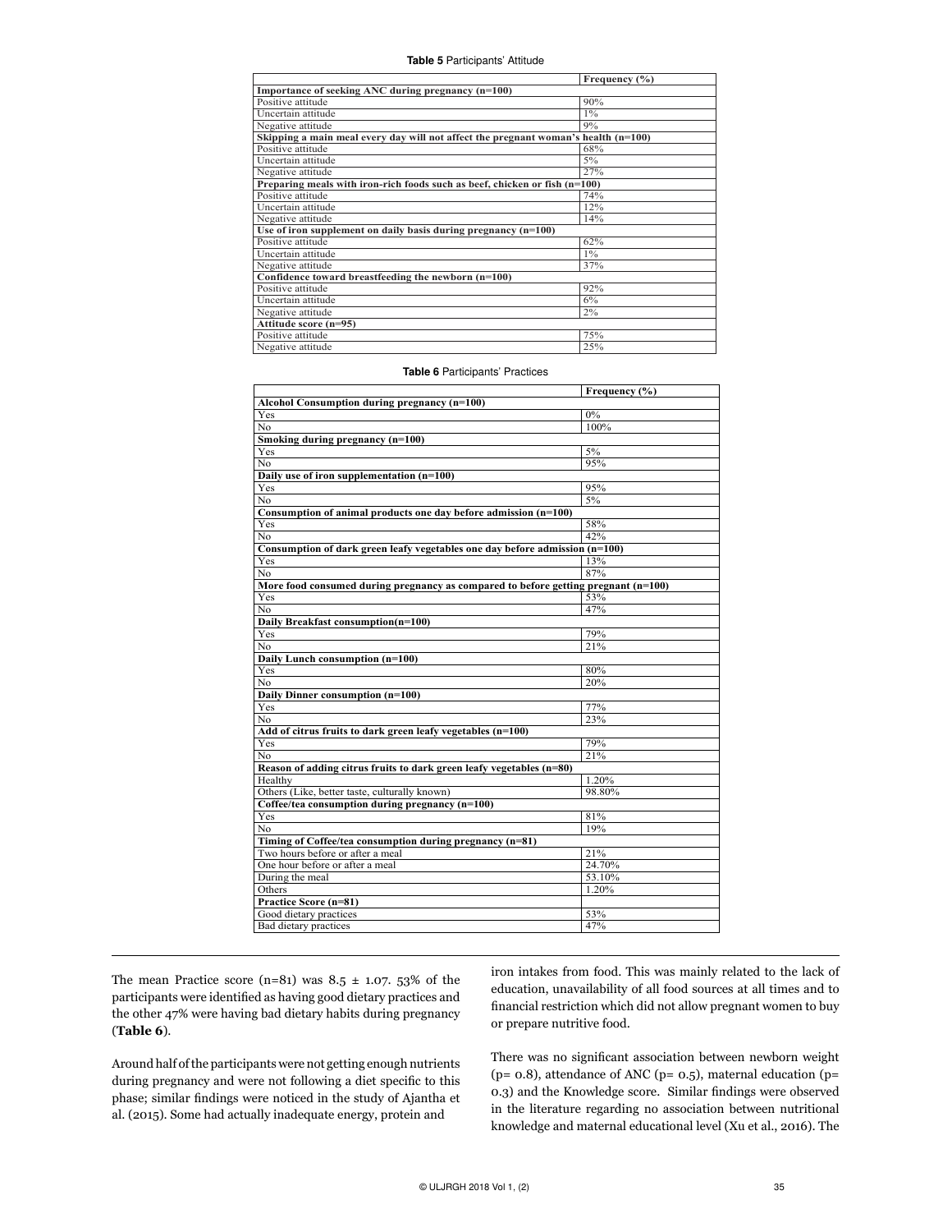**Table 5** Participants' Attitude

| | Frequency (%) |
|---|---|
| **Importance of seeking ANC during pregnancy (n=100)** | |
| Positive attitude | 90% |
| Uncertain attitude | 1% |
| Negative attitude | 9% |
| **Skipping a main meal every day will not affect the pregnant woman's health (n=100)** | |
| Positive attitude | 68% |
| Uncertain attitude | 5% |
| Negative attitude | 27% |
| **Preparing meals with iron-rich foods such as beef, chicken or fish (n=100)** | |
| Positive attitude | 74% |
| Uncertain attitude | 12% |
| Negative attitude | 14% |
| **Use of iron supplement on daily basis during pregnancy (n=100)** | |
| Positive attitude | 62% |
| Uncertain attitude | 1% |
| Negative attitude | 37% |
| **Confidence toward breastfeeding the newborn (n=100)** | |
| Positive attitude | 92% |
| Uncertain attitude | 6% |
| Negative attitude | 2% |
| **Attitude score (n=95)** | |
| Positive attitude | 75% |
| Negative attitude | 25% |

**Table 6** Participants' Practices

| | Frequency (%) |
|---|---|
| **Alcohol Consumption during pregnancy (n=100)** | |
| Yes | 0% |
| No | 100% |
| **Smoking during pregnancy (n=100)** | |
| Yes | 5% |
| No | 95% |
| **Daily use of iron supplementation (n=100)** | |
| Yes | 95% |
| No | 5% |
| **Consumption of animal products one day before admission (n=100)** | |
| Yes | 58% |
| No | 42% |
| **Consumption of dark green leafy vegetables one day before admission (n=100)** | |
| Yes | 13% |
| No | 87% |
| **More food consumed during pregnancy as compared to before getting pregnant (n=100)** | |
| Yes | 53% |
| No | 47% |
| **Daily Breakfast consumption(n=100)** | |
| Yes | 79% |
| No | 21% |
| **Daily Lunch consumption (n=100)** | |
| Yes | 80% |
| No | 20% |
| **Daily Dinner consumption (n=100)** | |
| Yes | 77% |
| No | 23% |
| **Add of citrus fruits to dark green leafy vegetables (n=100)** | |
| Yes | 79% |
| No | 21% |
| **Reason of adding citrus fruits to dark green leafy vegetables (n=80)** | |
| Healthy | 1.20% |
| Others (Like, better taste, culturally known) | 98.80% |
| **Coffee/tea consumption during pregnancy (n=100)** | |
| Yes | 81% |
| No | 19% |
| **Timing of Coffee/tea consumption during pregnancy (n=81)** | |
| Two hours before or after a meal | 21% |
| One hour before or after a meal | 24.70% |
| During the meal | 53.10% |
| Others | 1.20% |
| **Practice Score (n=81)** | |
| Good dietary practices | 53% |
| Bad dietary practices | 47% |

The mean Practice score (n=81) was 8.5 ± 1.07. 53% of the participants were identified as having good dietary practices and the other 47% were having bad dietary habits during pregnancy (**Table 6**).

Around half of the participants were not getting enough nutrients during pregnancy and were not following a diet specific to this phase; similar findings were noticed in the study of Ajantha et al. (2015). Some had actually inadequate energy, protein and iron intakes from food. This was mainly related to the lack of education, unavailability of all food sources at all times and to financial restriction which did not allow pregnant women to buy or prepare nutritive food.

There was no significant association between newborn weight (p= 0.8), attendance of ANC (p= 0.5), maternal education (p= 0.3) and the Knowledge score. Similar findings were observed in the literature regarding no association between nutritional knowledge and maternal educational level (Xu et al., 2016). The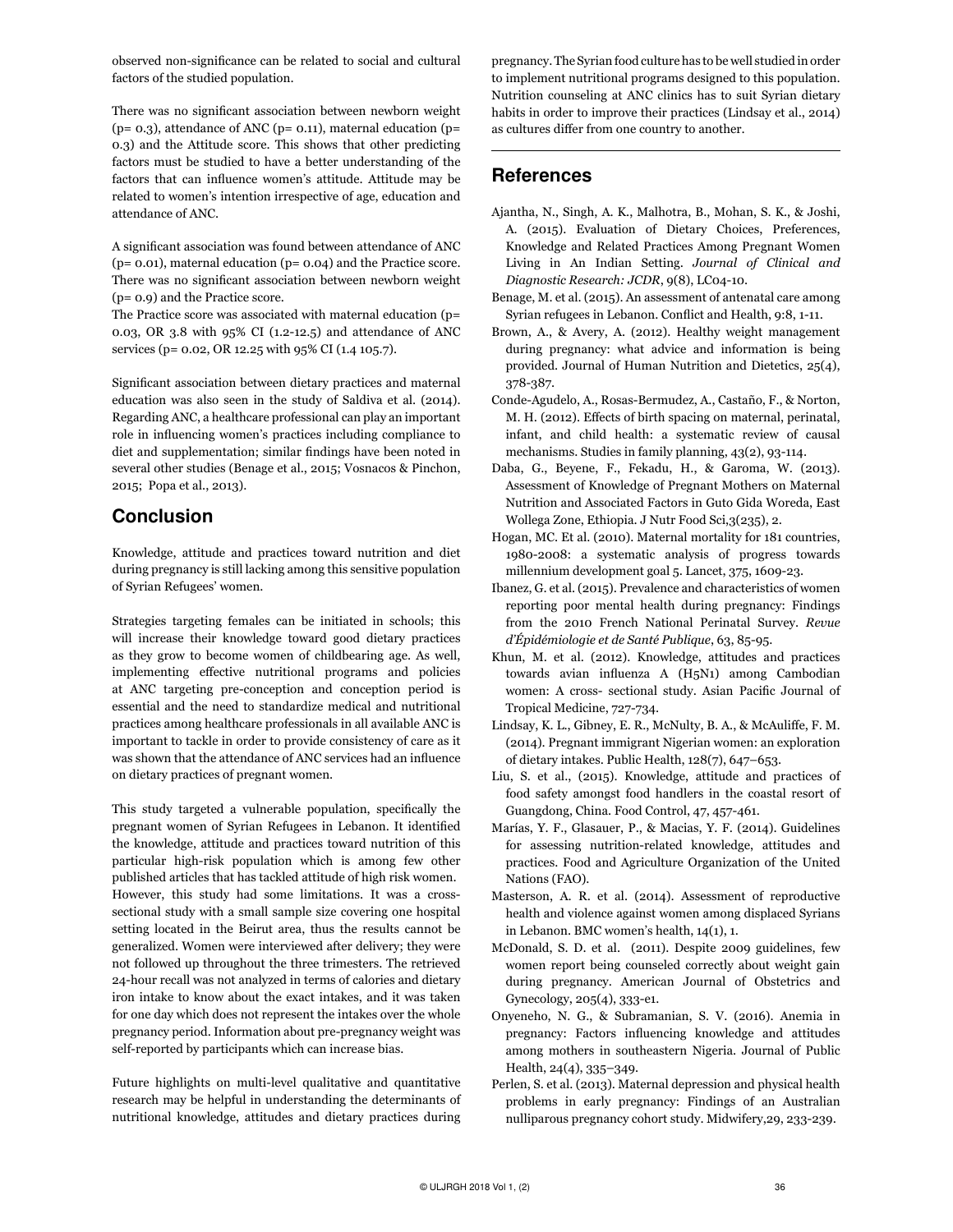observed non-significance can be related to social and cultural factors of the studied population.

There was no significant association between newborn weight (p= 0.3), attendance of ANC (p= 0.11), maternal education (p= 0.3) and the Attitude score. This shows that other predicting factors must be studied to have a better understanding of the factors that can influence women's attitude. Attitude may be related to women's intention irrespective of age, education and attendance of ANC.

A significant association was found between attendance of ANC (p= 0.01), maternal education (p= 0.04) and the Practice score. There was no significant association between newborn weight (p= 0.9) and the Practice score.

The Practice score was associated with maternal education (p= 0.03, OR 3.8 with 95% CI (1.2-12.5) and attendance of ANC services (p= 0.02, OR 12.25 with 95% CI (1.4 105.7).

Significant association between dietary practices and maternal education was also seen in the study of Saldiva et al. (2014). Regarding ANC, a healthcare professional can play an important role in influencing women's practices including compliance to diet and supplementation; similar findings have been noted in several other studies (Benage et al., 2015; Vosnacos & Pinchon, 2015; Popa et al., 2013).

## Conclusion

Knowledge, attitude and practices toward nutrition and diet during pregnancy is still lacking among this sensitive population of Syrian Refugees' women.

Strategies targeting females can be initiated in schools; this will increase their knowledge toward good dietary practices as they grow to become women of childbearing age. As well, implementing effective nutritional programs and policies at ANC targeting pre-conception and conception period is essential and the need to standardize medical and nutritional practices among healthcare professionals in all available ANC is important to tackle in order to provide consistency of care as it was shown that the attendance of ANC services had an influence on dietary practices of pregnant women.

This study targeted a vulnerable population, specifically the pregnant women of Syrian Refugees in Lebanon. It identified the knowledge, attitude and practices toward nutrition of this particular high-risk population which is among few other published articles that has tackled attitude of high risk women. However, this study had some limitations. It was a cross-sectional study with a small sample size covering one hospital setting located in the Beirut area, thus the results cannot be generalized. Women were interviewed after delivery; they were not followed up throughout the three trimesters. The retrieved 24-hour recall was not analyzed in terms of calories and dietary iron intake to know about the exact intakes, and it was taken for one day which does not represent the intakes over the whole pregnancy period. Information about pre-pregnancy weight was self-reported by participants which can increase bias.

Future highlights on multi-level qualitative and quantitative research may be helpful in understanding the determinants of nutritional knowledge, attitudes and dietary practices during pregnancy. The Syrian food culture has to be well studied in order to implement nutritional programs designed to this population. Nutrition counseling at ANC clinics has to suit Syrian dietary habits in order to improve their practices (Lindsay et al., 2014) as cultures differ from one country to another.

## References

Ajantha, N., Singh, A. K., Malhotra, B., Mohan, S. K., & Joshi, A. (2015). Evaluation of Dietary Choices, Preferences, Knowledge and Related Practices Among Pregnant Women Living in An Indian Setting. *Journal of Clinical and Diagnostic Research: JCDR*, 9(8), LC04-10.

Benage, M. et al. (2015). An assessment of antenatal care among Syrian refugees in Lebanon. Conflict and Health, 9:8, 1-11.

Brown, A., & Avery, A. (2012). Healthy weight management during pregnancy: what advice and information is being provided. Journal of Human Nutrition and Dietetics, 25(4), 378-387.

Conde-Agudelo, A., Rosas-Bermudez, A., Castaño, F., & Norton, M. H. (2012). Effects of birth spacing on maternal, perinatal, infant, and child health: a systematic review of causal mechanisms. Studies in family planning, 43(2), 93-114.

Daba, G., Beyene, F., Fekadu, H., & Garoma, W. (2013). Assessment of Knowledge of Pregnant Mothers on Maternal Nutrition and Associated Factors in Guto Gida Woreda, East Wollega Zone, Ethiopia. J Nutr Food Sci,3(235), 2.

Hogan, MC. Et al. (2010). Maternal mortality for 181 countries, 1980-2008: a systematic analysis of progress towards millennium development goal 5. Lancet, 375, 1609-23.

Ibanez, G. et al. (2015). Prevalence and characteristics of women reporting poor mental health during pregnancy: Findings from the 2010 French National Perinatal Survey. *Revue d'Épidémiologie et de Santé Publique*, 63, 85-95.

Khun, M. et al. (2012). Knowledge, attitudes and practices towards avian influenza A (H5N1) among Cambodian women: A cross- sectional study. Asian Pacific Journal of Tropical Medicine, 727-734.

Lindsay, K. L., Gibney, E. R., McNulty, B. A., & McAuliffe, F. M. (2014). Pregnant immigrant Nigerian women: an exploration of dietary intakes. Public Health, 128(7), 647–653.

Liu, S. et al., (2015). Knowledge, attitude and practices of food safety amongst food handlers in the coastal resort of Guangdong, China. Food Control, 47, 457-461.

Marías, Y. F., Glasauer, P., & Macias, Y. F. (2014). Guidelines for assessing nutrition-related knowledge, attitudes and practices. Food and Agriculture Organization of the United Nations (FAO).

Masterson, A. R. et al. (2014). Assessment of reproductive health and violence against women among displaced Syrians in Lebanon. BMC women's health, 14(1), 1.

McDonald, S. D. et al. (2011). Despite 2009 guidelines, few women report being counseled correctly about weight gain during pregnancy. American Journal of Obstetrics and Gynecology, 205(4), 333-e1.

Onyeneho, N. G., & Subramanian, S. V. (2016). Anemia in pregnancy: Factors influencing knowledge and attitudes among mothers in southeastern Nigeria. Journal of Public Health, 24(4), 335–349.

Perlen, S. et al. (2013). Maternal depression and physical health problems in early pregnancy: Findings of an Australian nulliparous pregnancy cohort study. Midwifery,29, 233-239.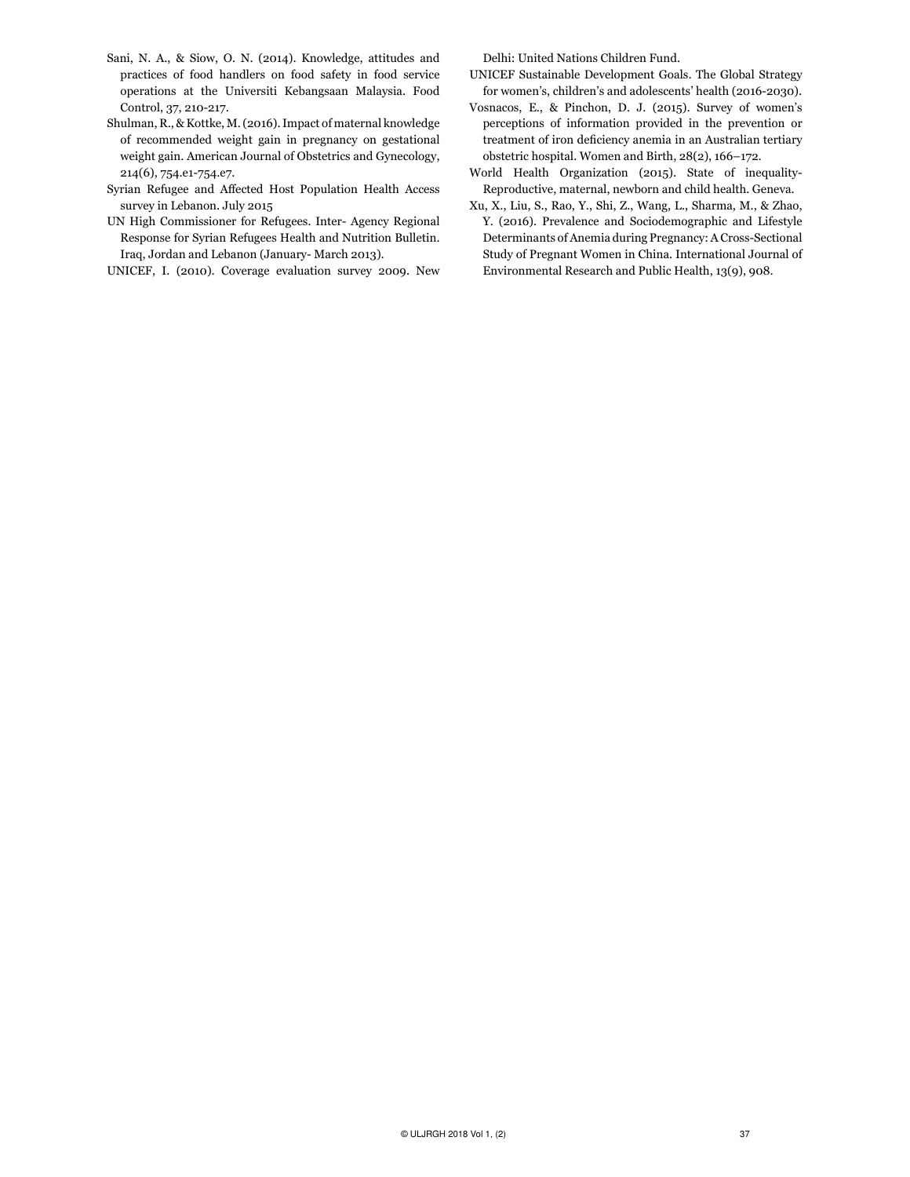Sani, N. A., & Siow, O. N. (2014). Knowledge, attitudes and practices of food handlers on food safety in food service operations at the Universiti Kebangsaan Malaysia. Food Control, 37, 210-217.

Shulman, R., & Kottke, M. (2016). Impact of maternal knowledge of recommended weight gain in pregnancy on gestational weight gain. American Journal of Obstetrics and Gynecology, 214(6), 754.e1-754.e7.

Syrian Refugee and Affected Host Population Health Access survey in Lebanon. July 2015

UN High Commissioner for Refugees. Inter- Agency Regional Response for Syrian Refugees Health and Nutrition Bulletin. Iraq, Jordan and Lebanon (January- March 2013).

UNICEF, I. (2010). Coverage evaluation survey 2009. New Delhi: United Nations Children Fund.

UNICEF Sustainable Development Goals. The Global Strategy for women's, children's and adolescents' health (2016-2030).

Vosnacos, E., & Pinchon, D. J. (2015). Survey of women's perceptions of information provided in the prevention or treatment of iron deficiency anemia in an Australian tertiary obstetric hospital. Women and Birth, 28(2), 166–172.

World Health Organization (2015). State of inequality- Reproductive, maternal, newborn and child health. Geneva.

Xu, X., Liu, S., Rao, Y., Shi, Z., Wang, L., Sharma, M., & Zhao, Y. (2016). Prevalence and Sociodemographic and Lifestyle Determinants of Anemia during Pregnancy: A Cross-Sectional Study of Pregnant Women in China. International Journal of Environmental Research and Public Health, 13(9), 908.